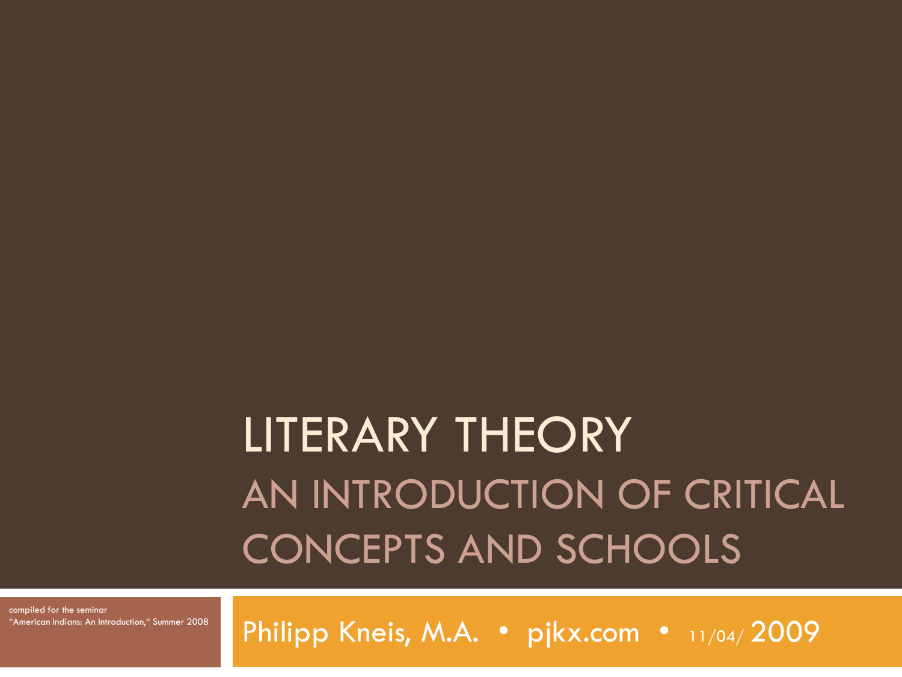# LITERARY THEORY

## AN INTRODUCTION OF CRITICAL CONCEPTS AND SCHOOLS

compiled for the seminar
"American Indians: An Introduction," Summer 2008

Philipp Kneis, M.A. • pjkx.com • 11/04/ 2009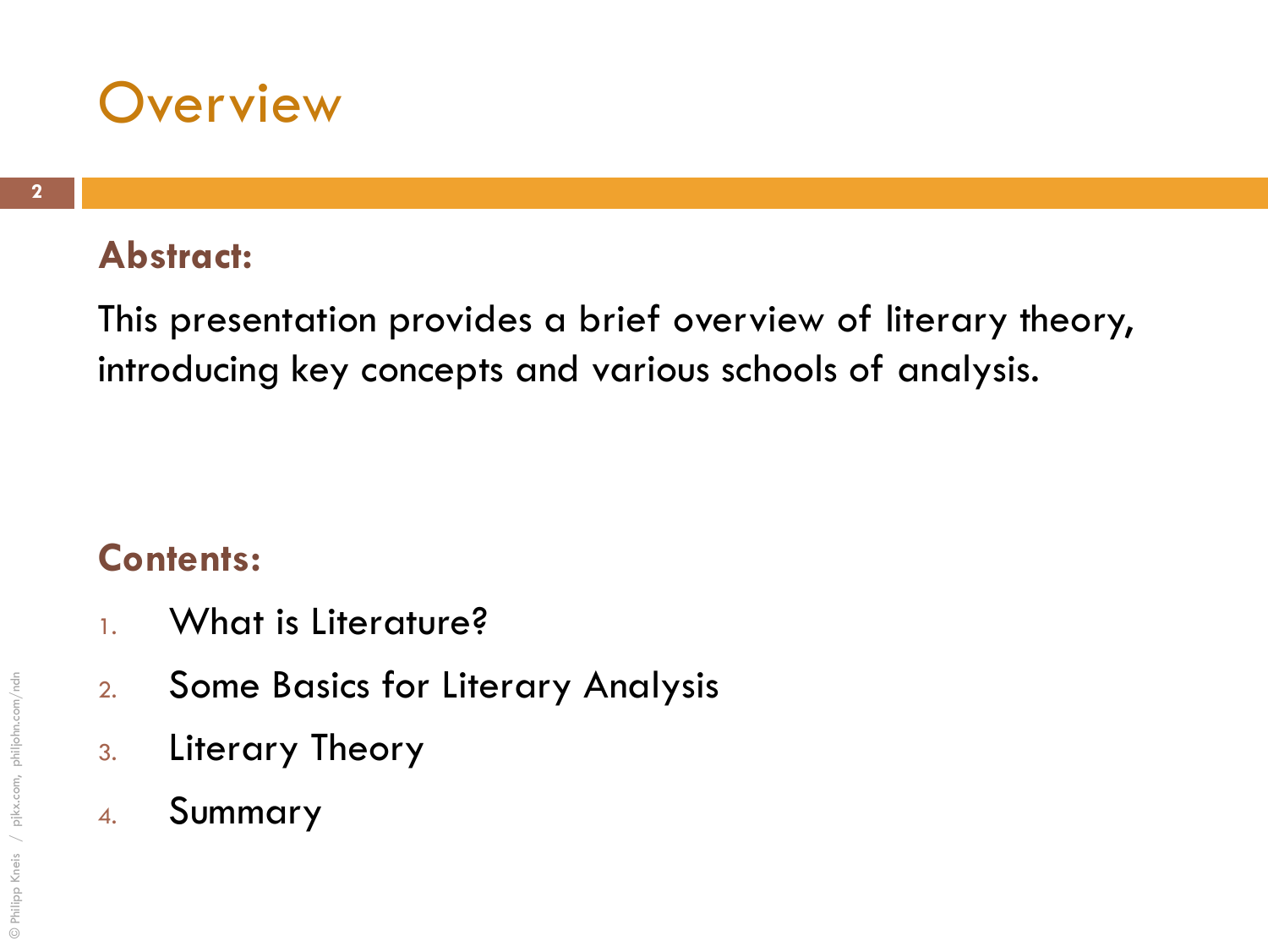# Overview

**Abstract:**

This presentation provides a brief overview of literary theory, introducing key concepts and various schools of analysis.

**Contents:**

1. What is Literature?
2. Some Basics for Literary Analysis
3. Literary Theory
4. Summary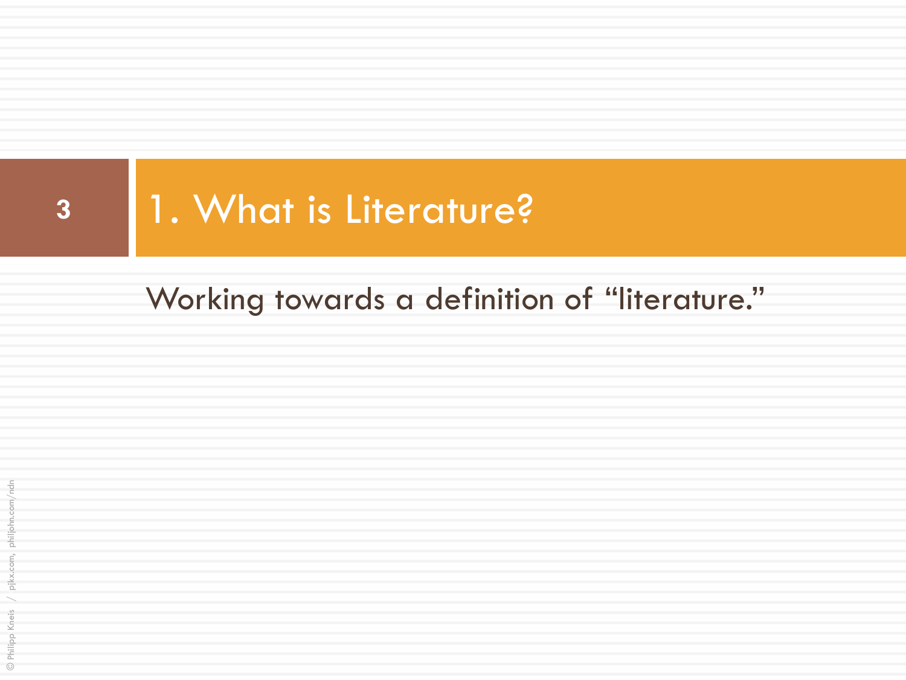# 1. What is Literature?

Working towards a definition of "literature."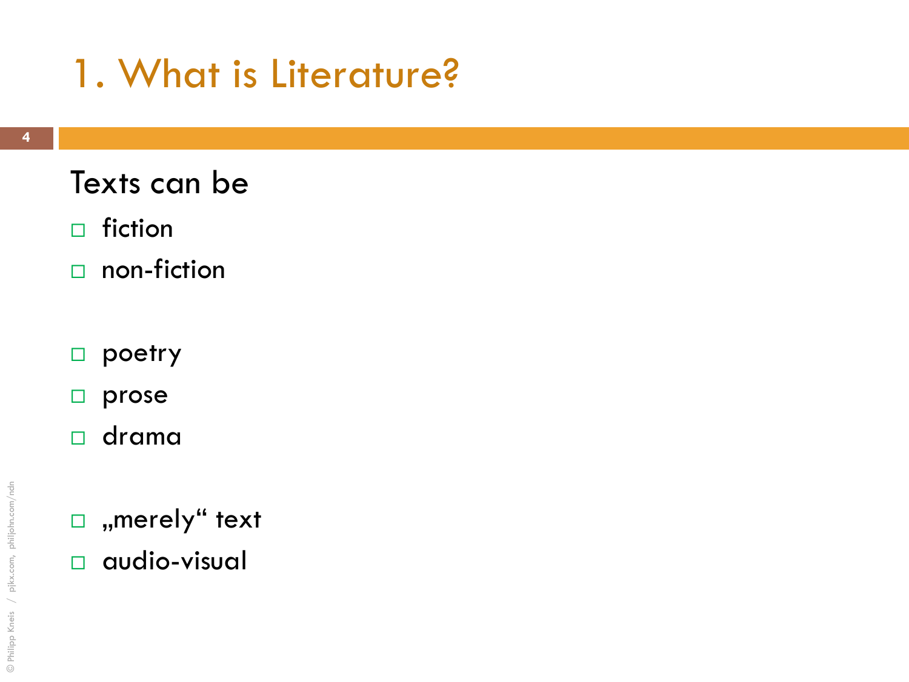# 1. What is Literature?

Texts can be

- fiction
- non-fiction

- poetry
- prose
- drama

- „merely“ text
- audio-visual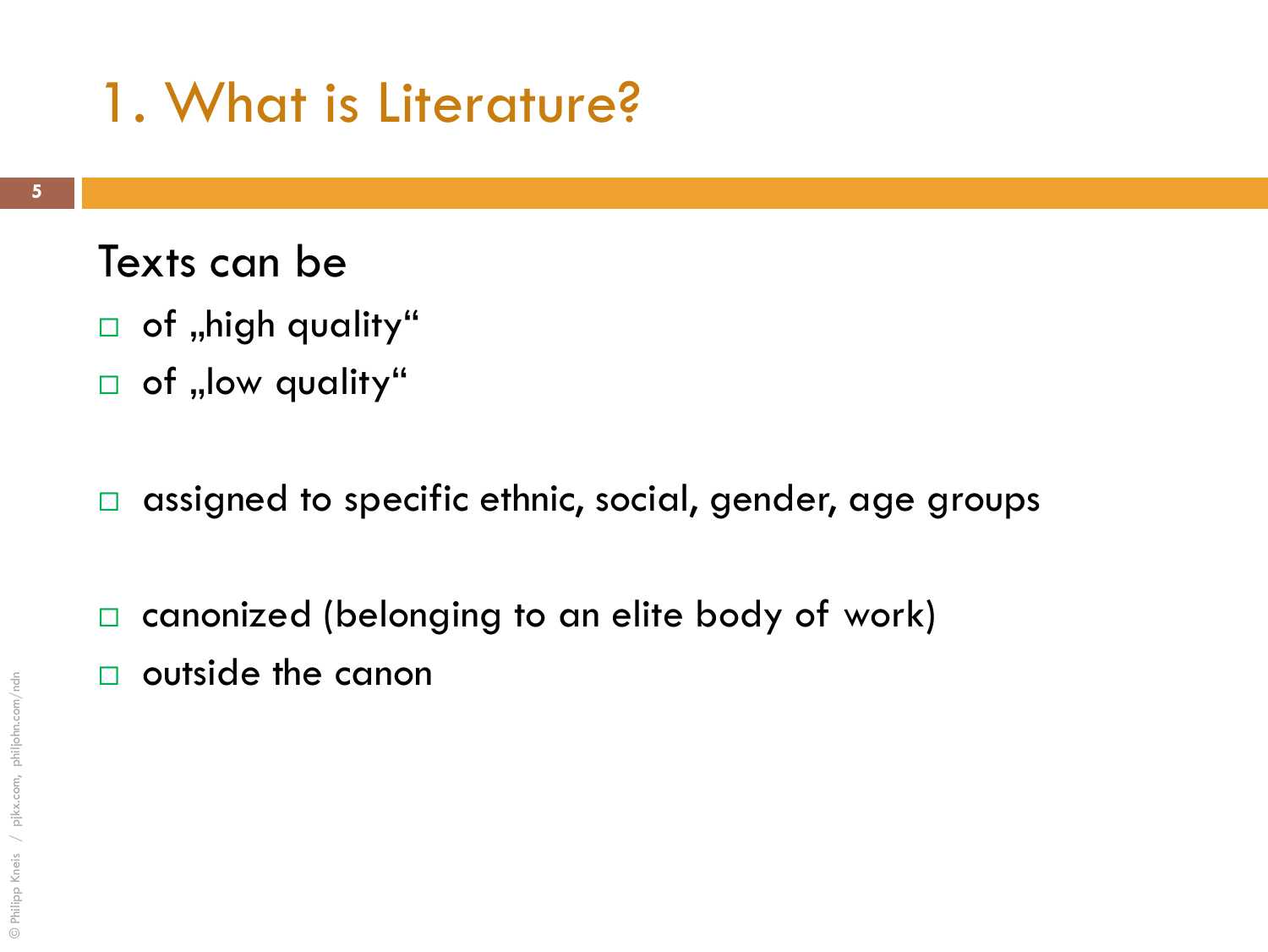# 1. What is Literature?

Texts can be

- of „high quality“
- of „low quality“

- assigned to specific ethnic, social, gender, age groups

- canonized (belonging to an elite body of work)
- outside the canon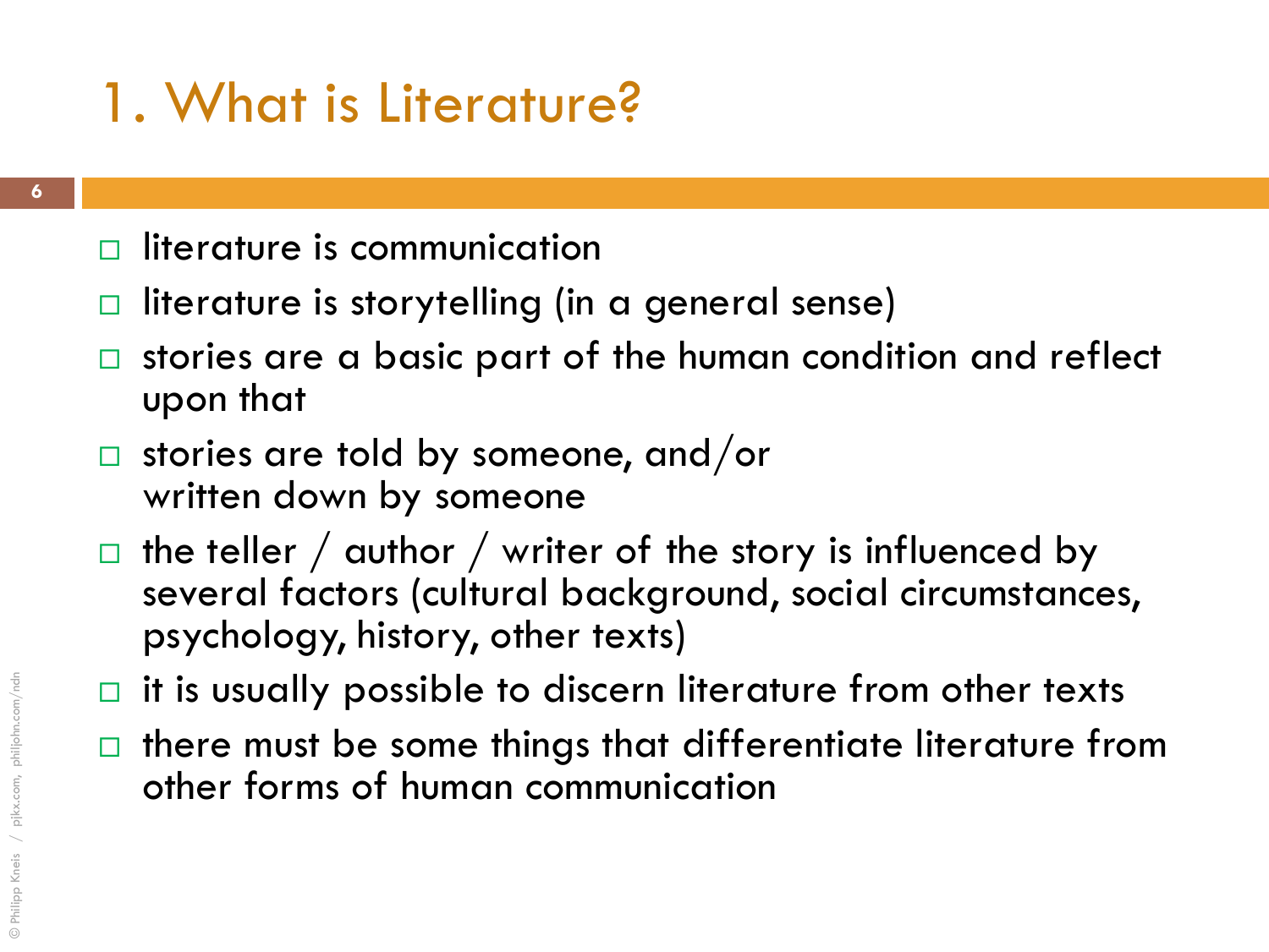# 1. What is Literature?

- literature is communication
- literature is storytelling (in a general sense)
- stories are a basic part of the human condition and reflect upon that
- stories are told by someone, and/or written down by someone
- the teller / author / writer of the story is influenced by several factors (cultural background, social circumstances, psychology, history, other texts)
- it is usually possible to discern literature from other texts
- there must be some things that differentiate literature from other forms of human communication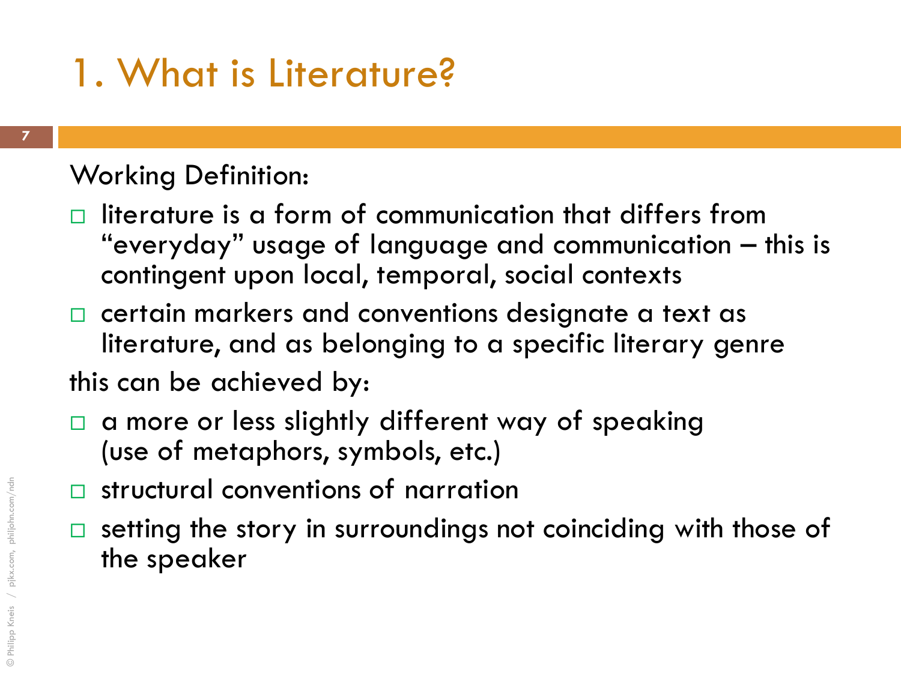# 1. What is Literature?

Working Definition:

- literature is a form of communication that differs from "everyday" usage of language and communication – this is contingent upon local, temporal, social contexts
- certain markers and conventions designate a text as literature, and as belonging to a specific literary genre

this can be achieved by:

- a more or less slightly different way of speaking (use of metaphors, symbols, etc.)
- structural conventions of narration
- setting the story in surroundings not coinciding with those of the speaker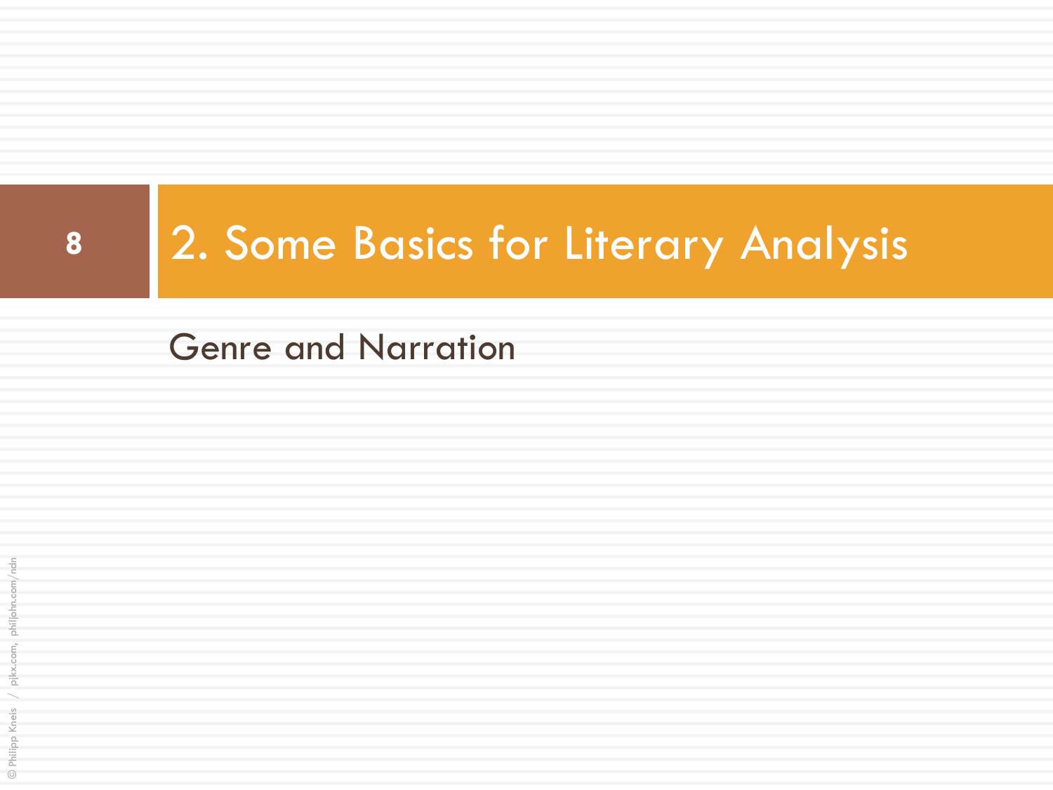# 2. Some Basics for Literary Analysis

Genre and Narration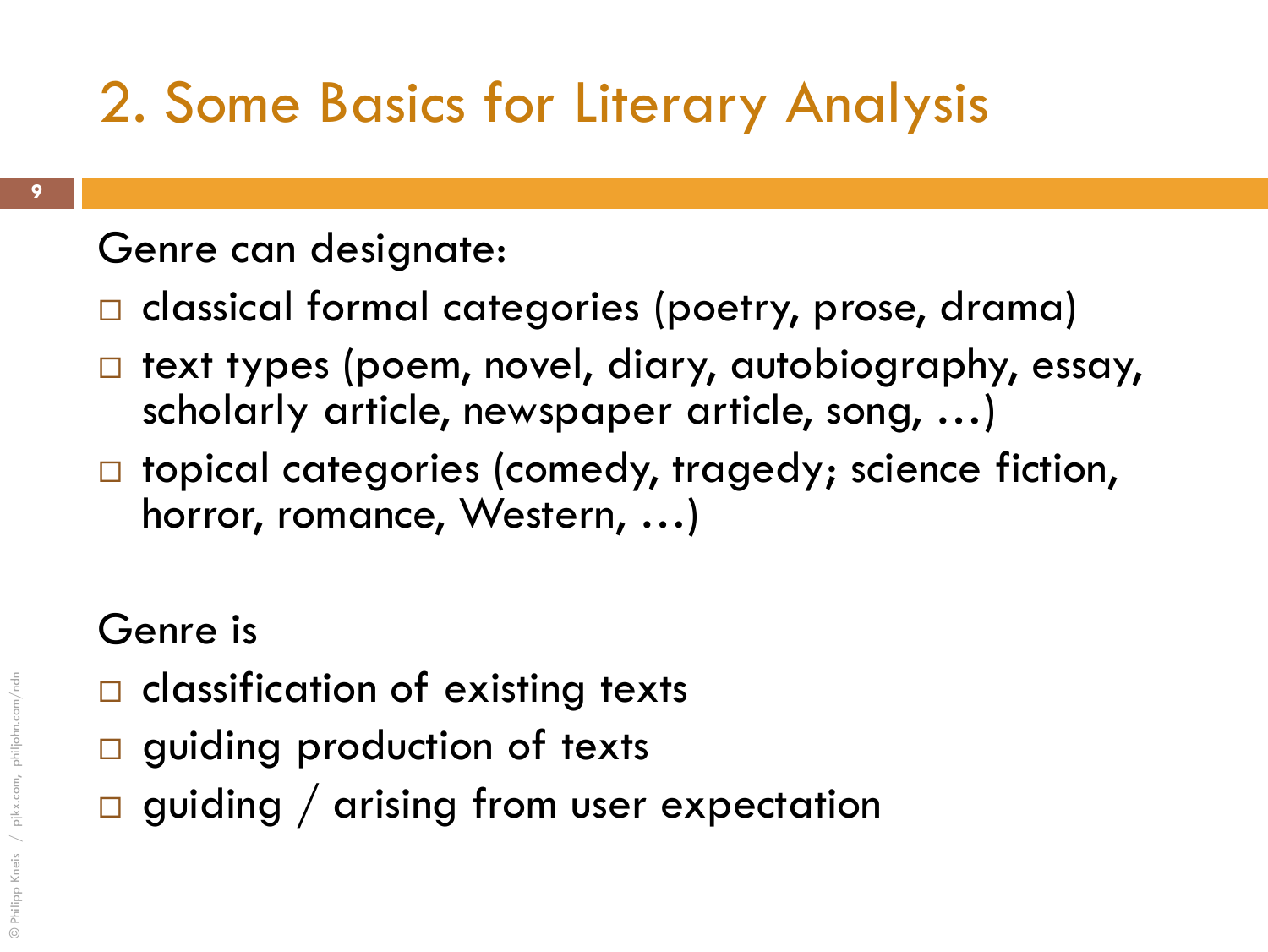## 2. Some Basics for Literary Analysis

Genre can designate:

- classical formal categories (poetry, prose, drama)
- text types (poem, novel, diary, autobiography, essay, scholarly article, newspaper article, song, …)
- topical categories (comedy, tragedy; science fiction, horror, romance, Western, …)

Genre is

- classification of existing texts
- guiding production of texts
- guiding / arising from user expectation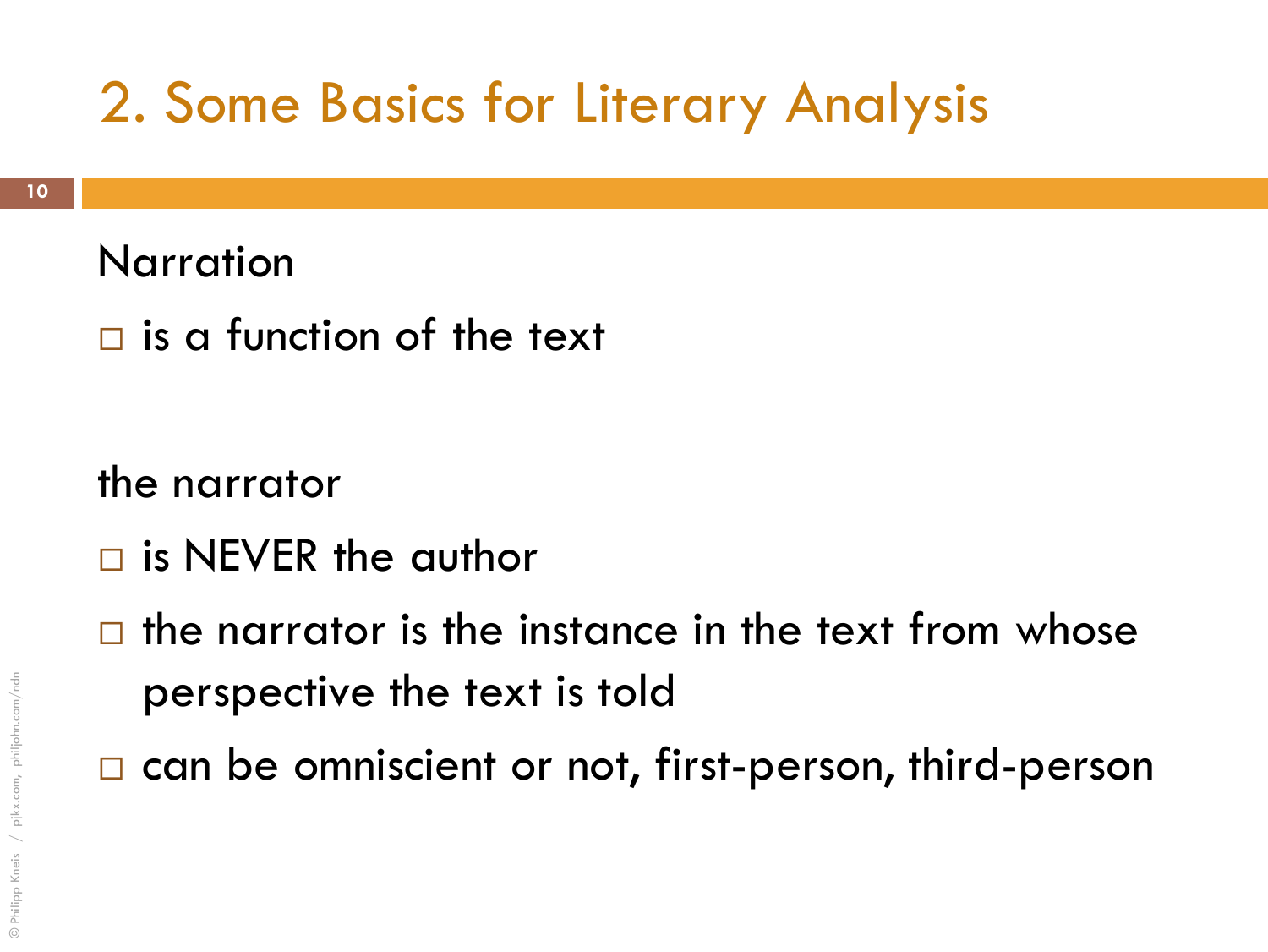# 2. Some Basics for Literary Analysis

Narration

- is a function of the text

the narrator

- is NEVER the author
- the narrator is the instance in the text from whose perspective the text is told
- can be omniscient or not, first-person, third-person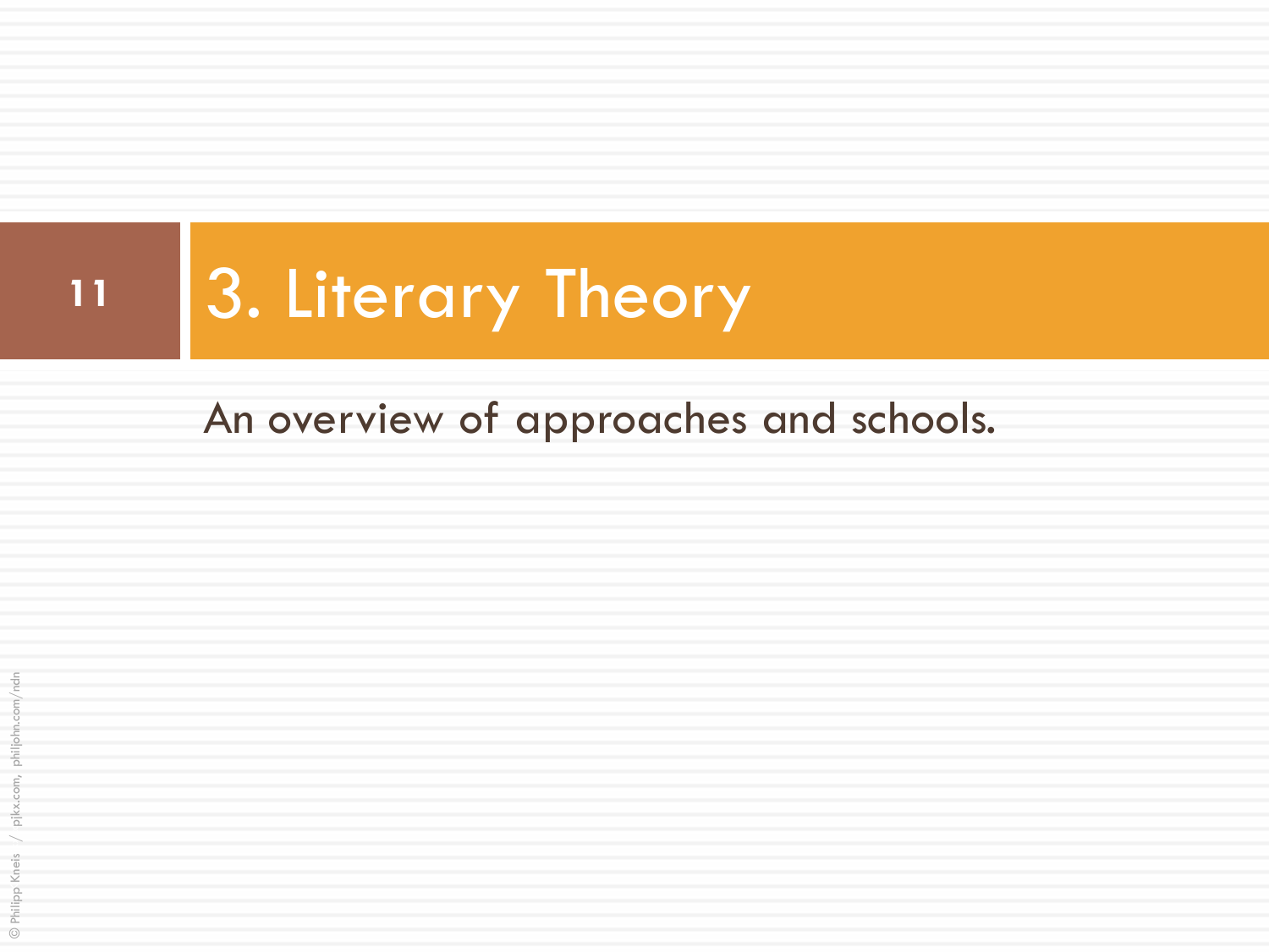# 3. Literary Theory

An overview of approaches and schools.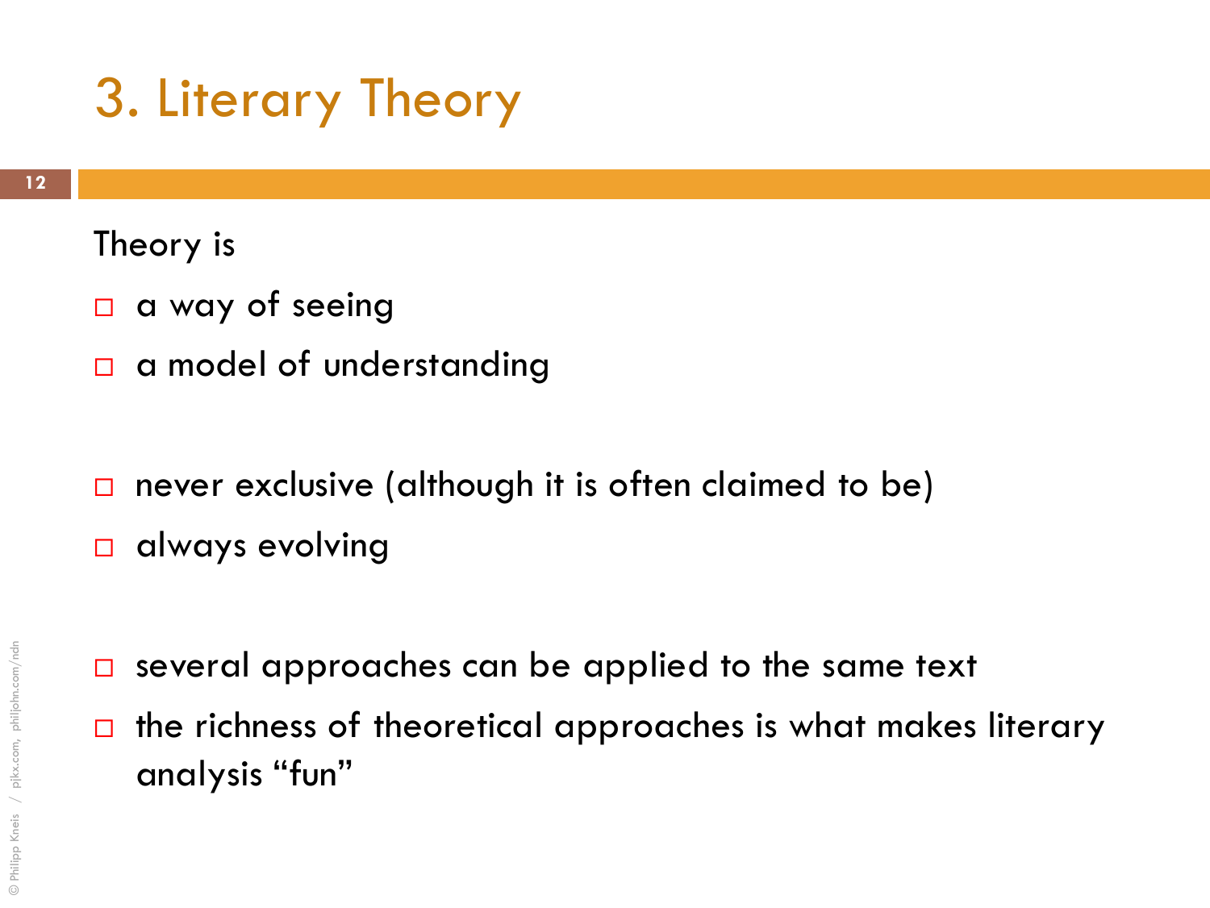# 3. Literary Theory

Theory is

- a way of seeing
- a model of understanding

- never exclusive (although it is often claimed to be)
- always evolving

- several approaches can be applied to the same text
- the richness of theoretical approaches is what makes literary analysis "fun"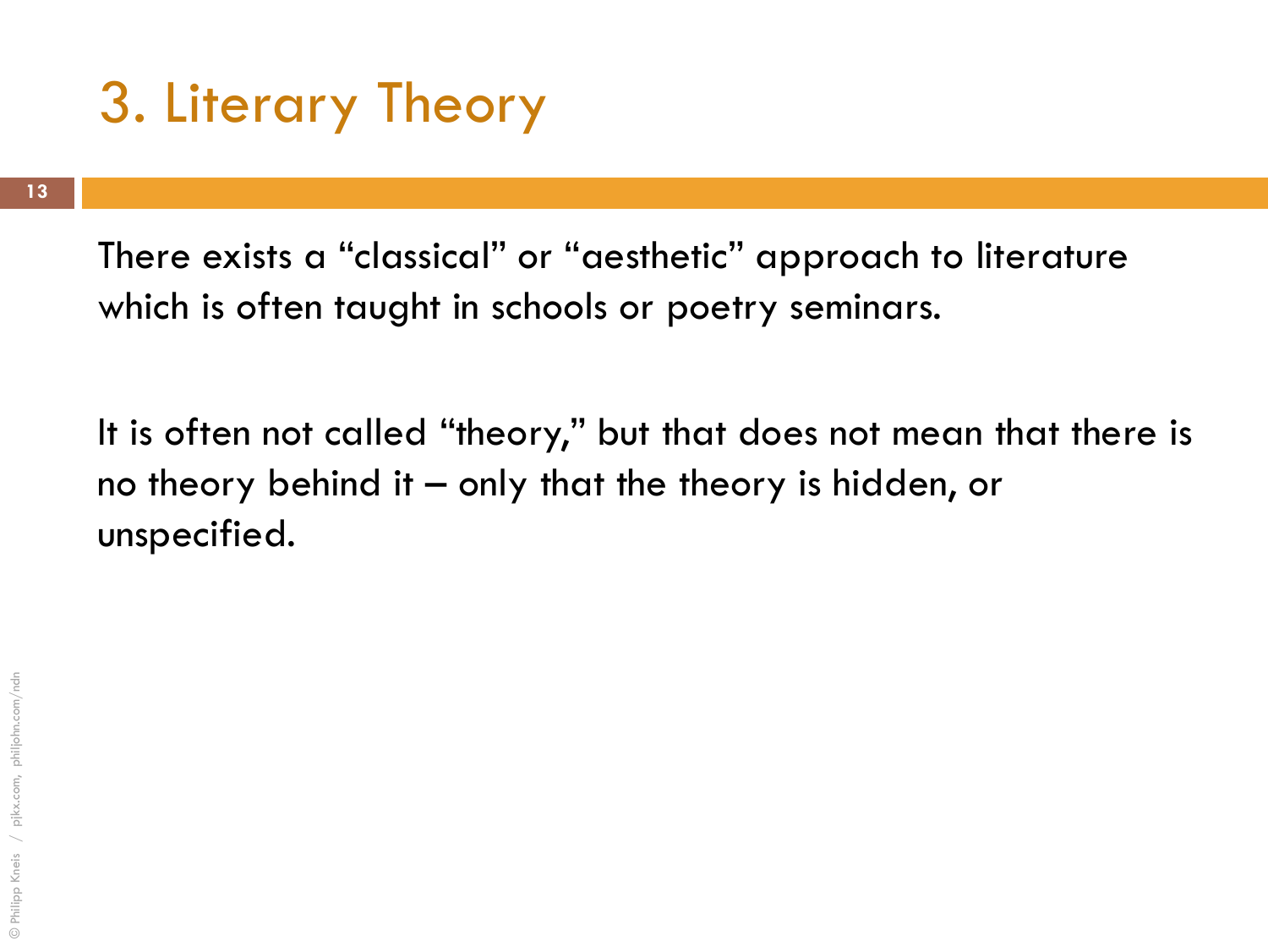# 3. Literary Theory

There exists a "classical" or "aesthetic" approach to literature which is often taught in schools or poetry seminars.

It is often not called "theory," but that does not mean that there is no theory behind it – only that the theory is hidden, or unspecified.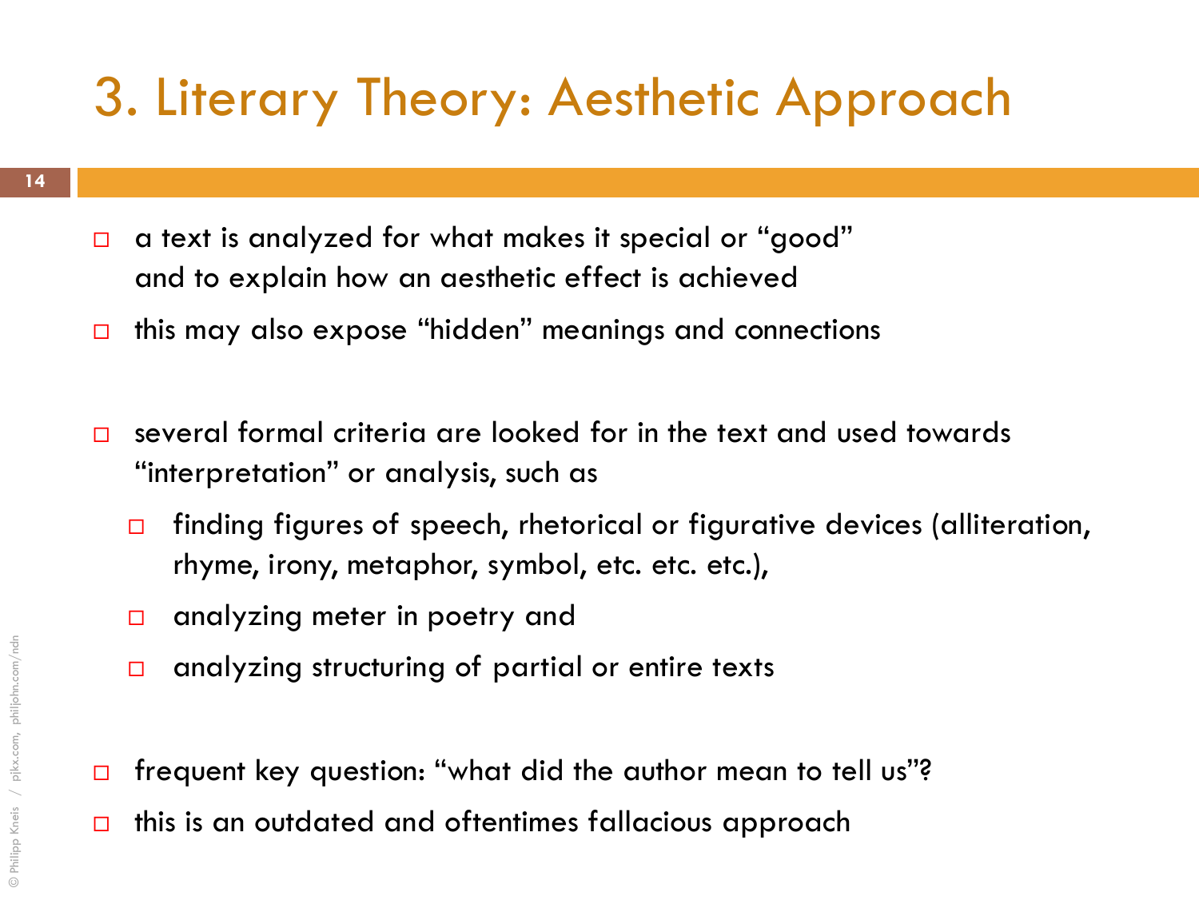# 3. Literary Theory: Aesthetic Approach

- a text is analyzed for what makes it special or "good" and to explain how an aesthetic effect is achieved
- this may also expose "hidden" meanings and connections

- several formal criteria are looked for in the text and used towards "interpretation" or analysis, such as
  - finding figures of speech, rhetorical or figurative devices (alliteration, rhyme, irony, metaphor, symbol, etc. etc. etc.),
  - analyzing meter in poetry and
  - analyzing structuring of partial or entire texts

- frequent key question: "what did the author mean to tell us"?
- this is an outdated and oftentimes fallacious approach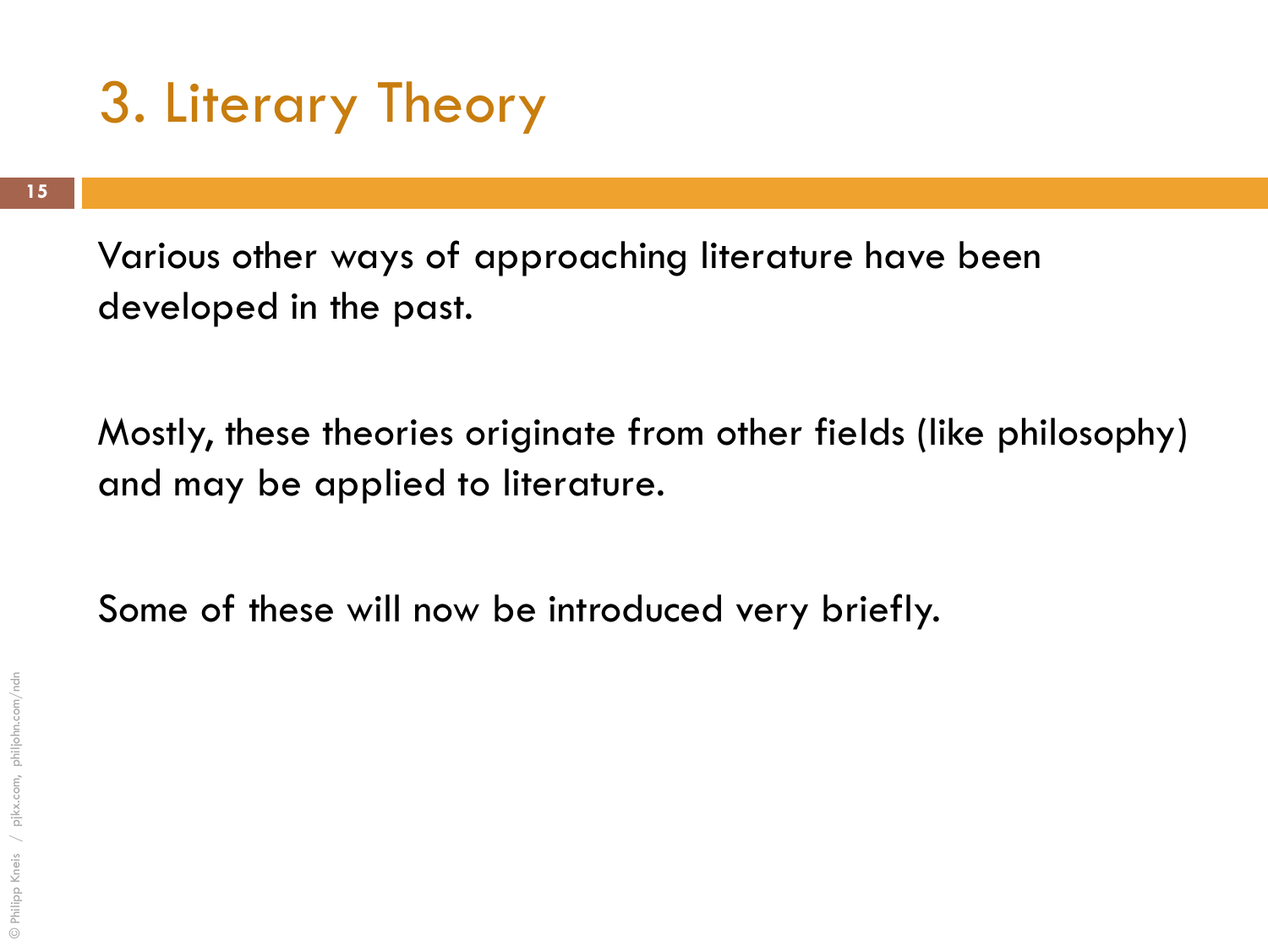# 3. Literary Theory

Various other ways of approaching literature have been developed in the past.

Mostly, these theories originate from other fields (like philosophy) and may be applied to literature.

Some of these will now be introduced very briefly.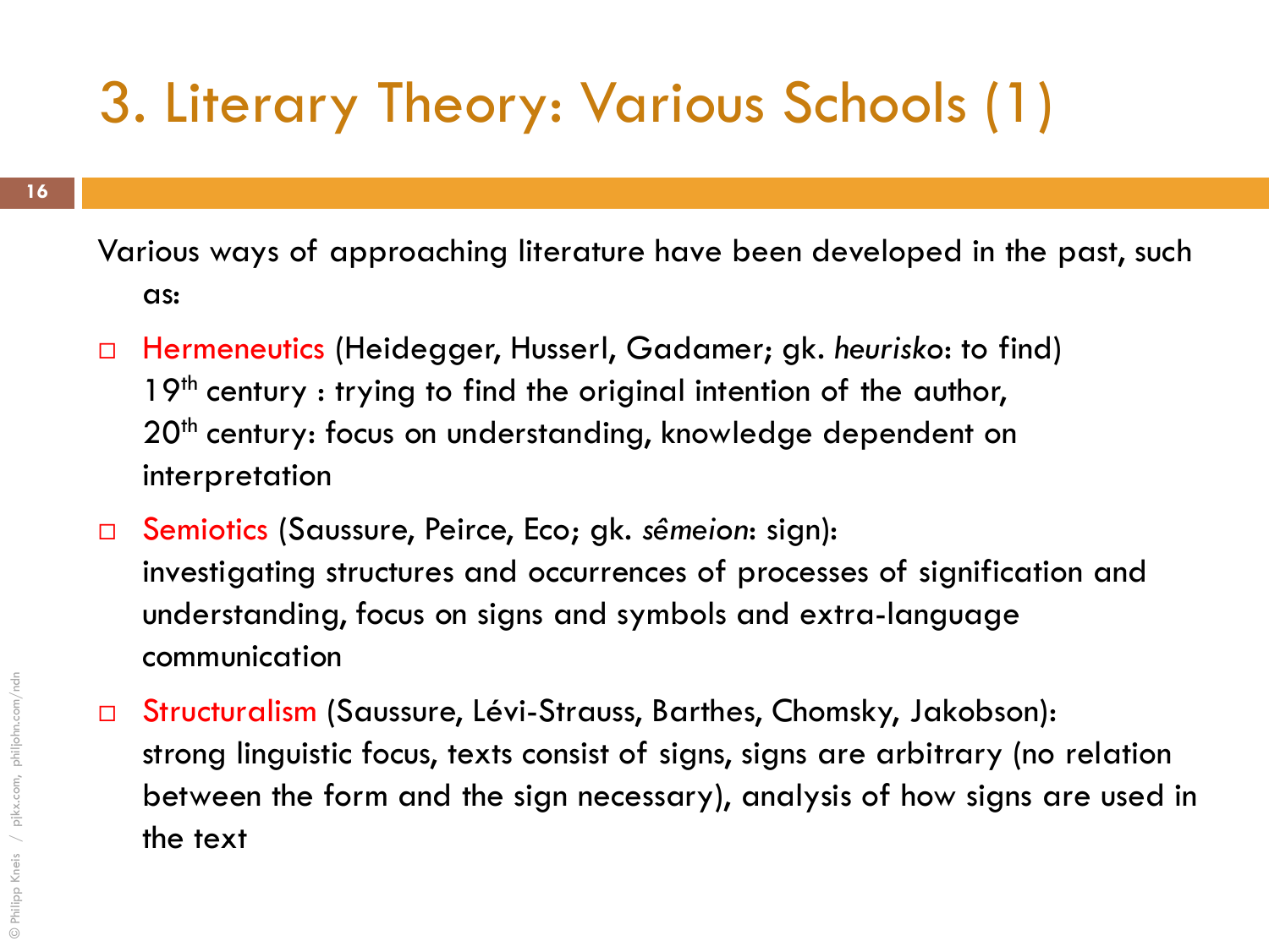# 3. Literary Theory: Various Schools (1)

Various ways of approaching literature have been developed in the past, such as:

- Hermeneutics (Heidegger, Husserl, Gadamer; gk. *heurisko*: to find)
  19th century : trying to find the original intention of the author,
  20th century: focus on understanding, knowledge dependent on interpretation
- Semiotics (Saussure, Peirce, Eco; gk. *sêmeion*: sign):
  investigating structures and occurrences of processes of signification and understanding, focus on signs and symbols and extra-language communication
- Structuralism (Saussure, Lévi-Strauss, Barthes, Chomsky, Jakobson):
  strong linguistic focus, texts consist of signs, signs are arbitrary (no relation between the form and the sign necessary), analysis of how signs are used in the text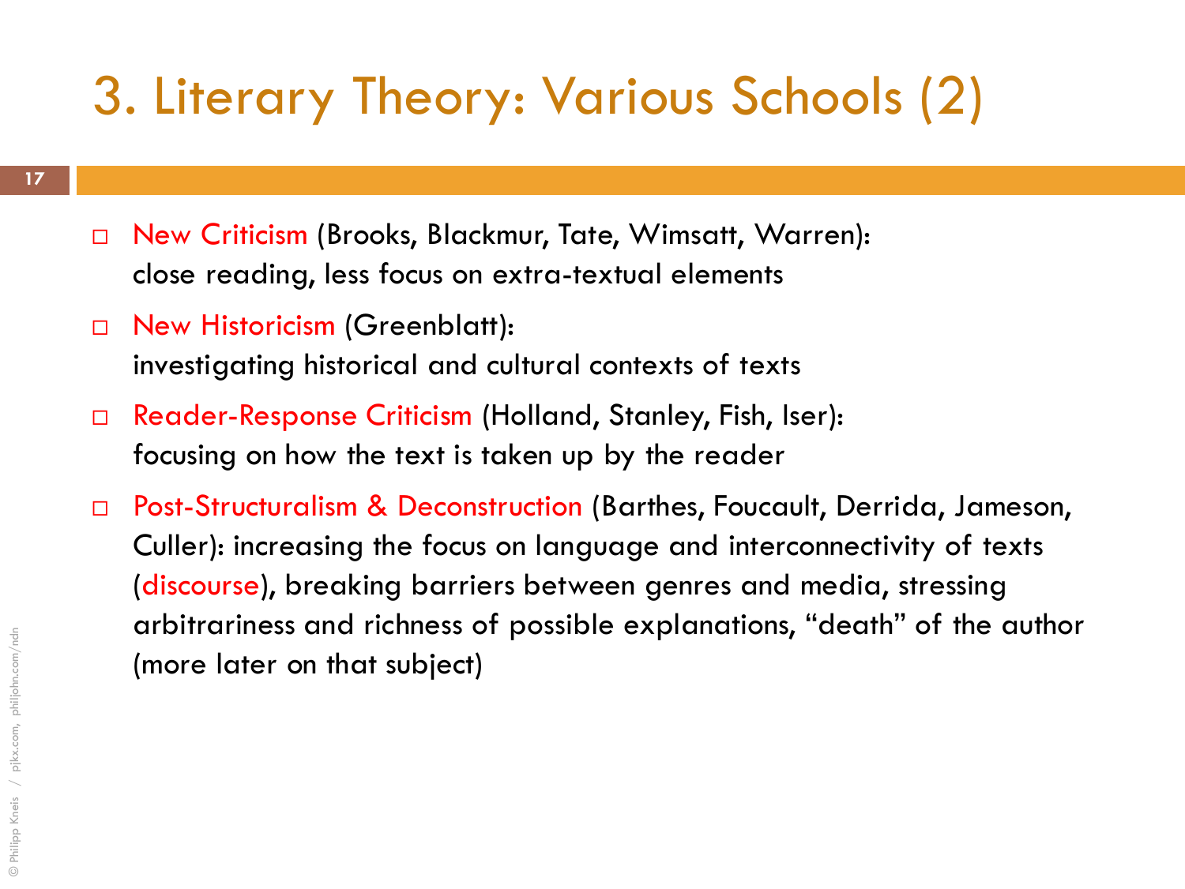# 3. Literary Theory: Various Schools (2)

- New Criticism (Brooks, Blackmur, Tate, Wimsatt, Warren): close reading, less focus on extra-textual elements
- New Historicism (Greenblatt): investigating historical and cultural contexts of texts
- Reader-Response Criticism (Holland, Stanley, Fish, Iser): focusing on how the text is taken up by the reader
- Post-Structuralism & Deconstruction (Barthes, Foucault, Derrida, Jameson, Culler): increasing the focus on language and interconnectivity of texts (discourse), breaking barriers between genres and media, stressing arbitrariness and richness of possible explanations, "death" of the author (more later on that subject)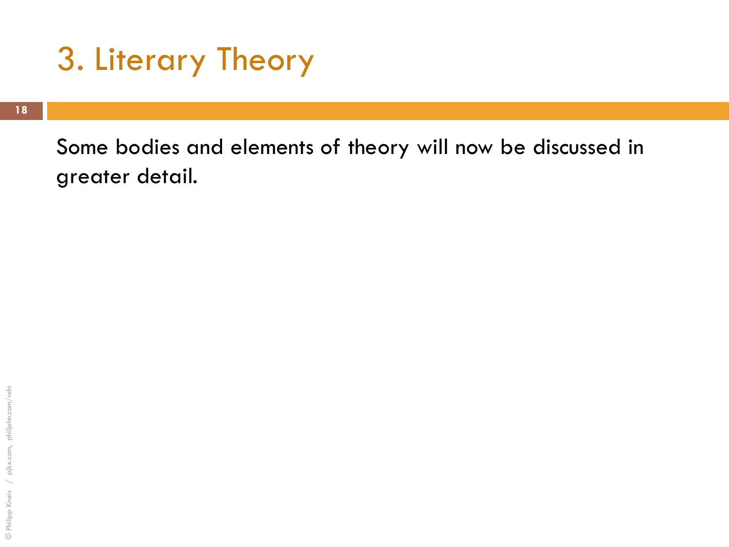# 3. Literary Theory

Some bodies and elements of theory will now be discussed in greater detail.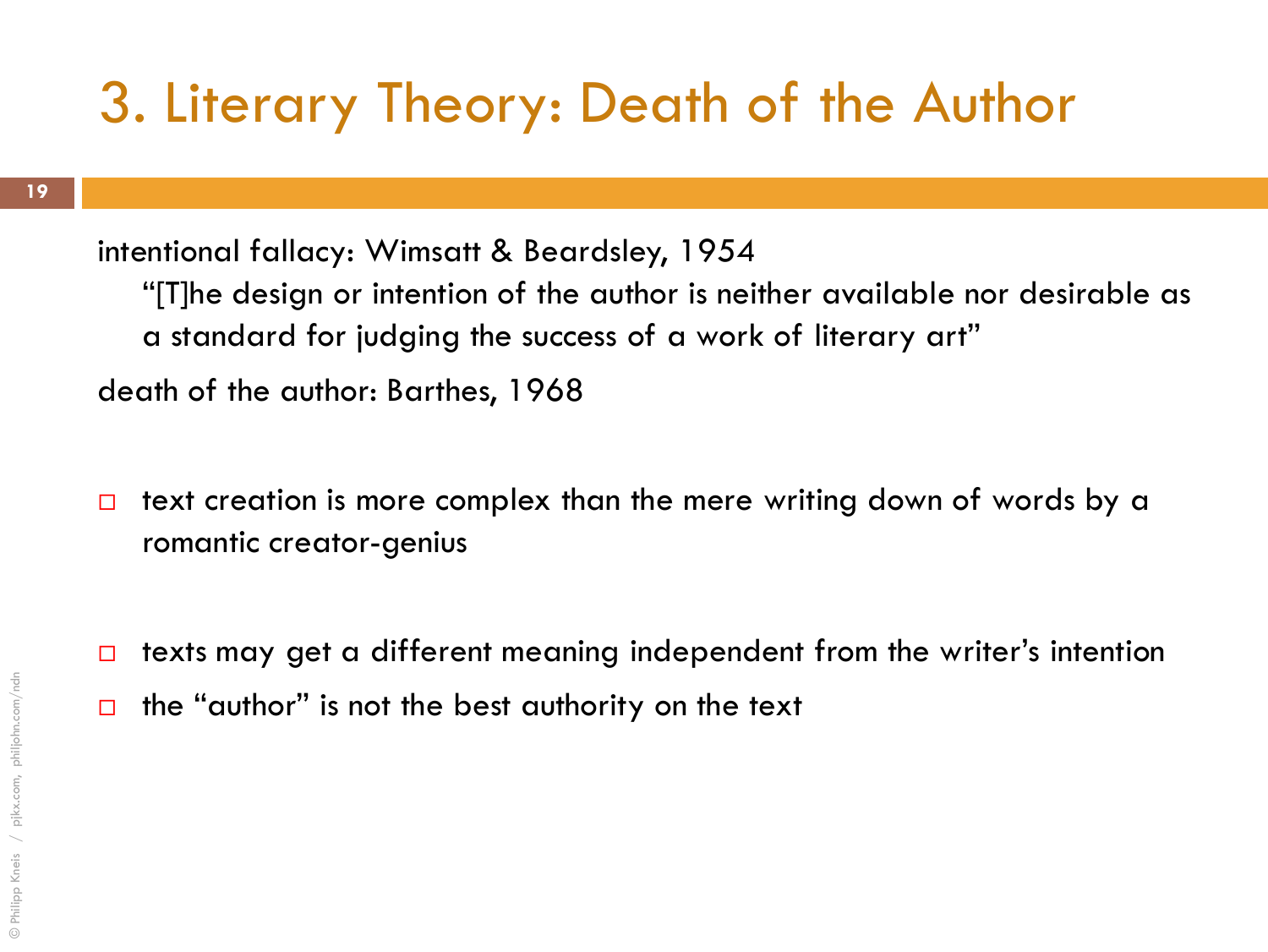# 3. Literary Theory: Death of the Author

intentional fallacy: Wimsatt & Beardsley, 1954

> "[T]he design or intention of the author is neither available nor desirable as a standard for judging the success of a work of literary art"

death of the author: Barthes, 1968

- text creation is more complex than the mere writing down of words by a romantic creator-genius
- texts may get a different meaning independent from the writer's intention
- the "author" is not the best authority on the text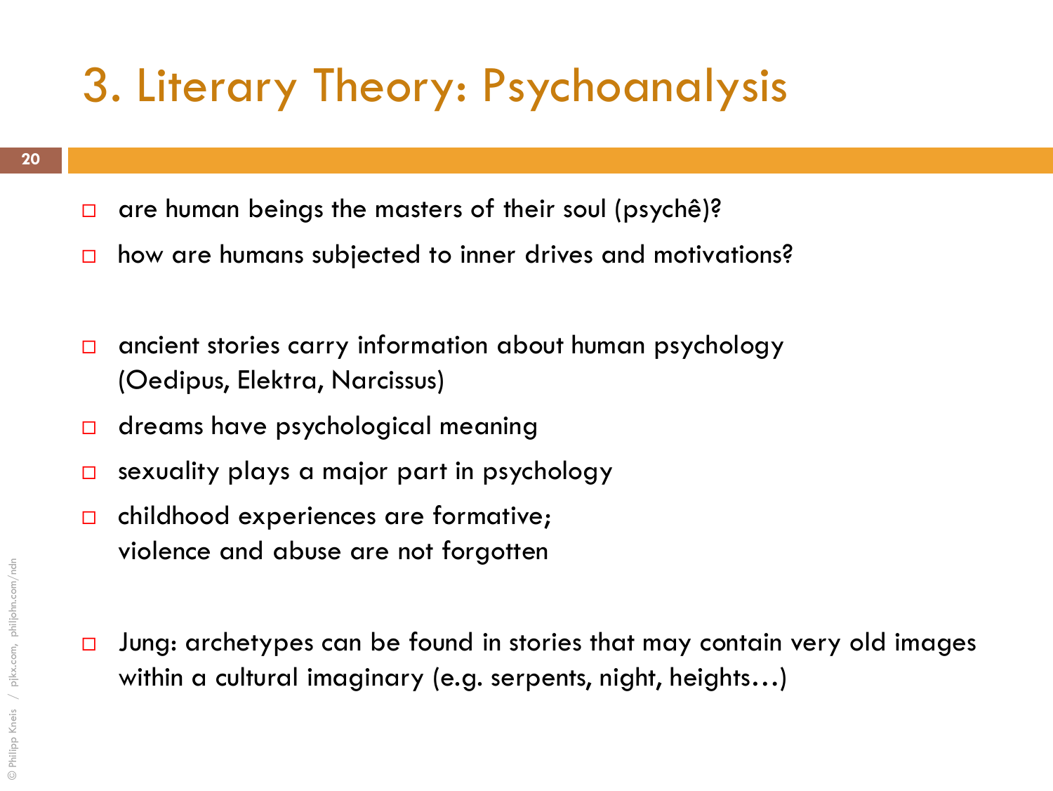# 3. Literary Theory: Psychoanalysis

- are human beings the masters of their soul (psychê)?
- how are humans subjected to inner drives and motivations?

- ancient stories carry information about human psychology (Oedipus, Elektra, Narcissus)
- dreams have psychological meaning
- sexuality plays a major part in psychology
- childhood experiences are formative;
  violence and abuse are not forgotten

- Jung: archetypes can be found in stories that may contain very old images within a cultural imaginary (e.g. serpents, night, heights…)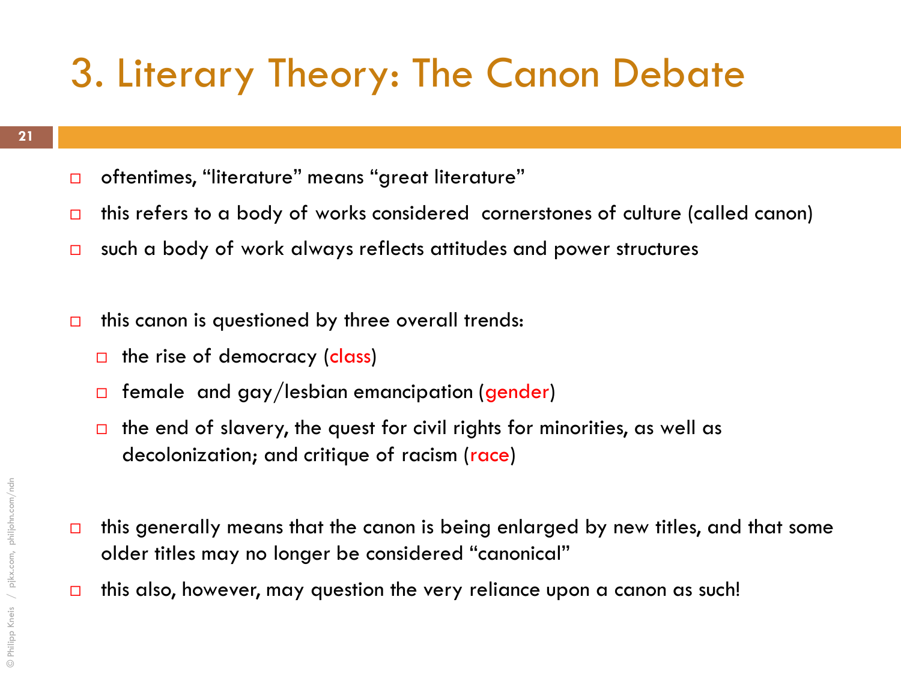# 3. Literary Theory: The Canon Debate

- oftentimes, "literature" means "great literature"
- this refers to a body of works considered cornerstones of culture (called canon)
- such a body of work always reflects attitudes and power structures

- this canon is questioned by three overall trends:
  - the rise of democracy (class)
  - female and gay/lesbian emancipation (gender)
  - the end of slavery, the quest for civil rights for minorities, as well as decolonization; and critique of racism (race)

- this generally means that the canon is being enlarged by new titles, and that some older titles may no longer be considered "canonical"
- this also, however, may question the very reliance upon a canon as such!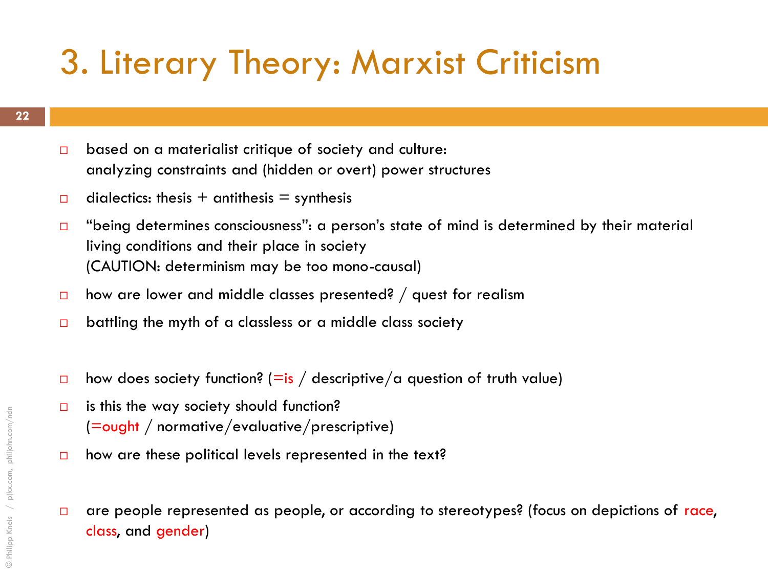# 3. Literary Theory: Marxist Criticism

- based on a materialist critique of society and culture:
  analyzing constraints and (hidden or overt) power structures
- dialectics: thesis + antithesis = synthesis
- "being determines consciousness": a person's state of mind is determined by their material living conditions and their place in society
  (CAUTION: determinism may be too mono-causal)
- how are lower and middle classes presented? / quest for realism
- battling the myth of a classless or a middle class society

- how does society function? (=is / descriptive/a question of truth value)
- is this the way society should function?
  (=ought / normative/evaluative/prescriptive)
- how are these political levels represented in the text?

- are people represented as people, or according to stereotypes? (focus on depictions of race, class, and gender)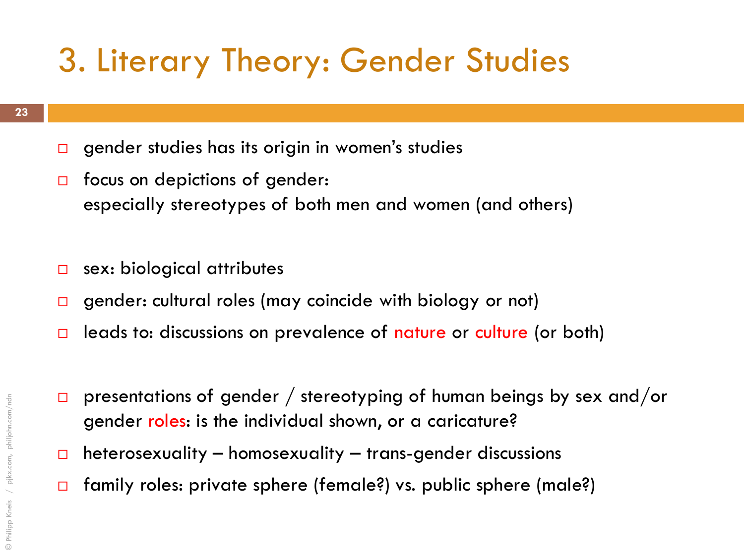# 3. Literary Theory: Gender Studies

- gender studies has its origin in women's studies
- focus on depictions of gender:
  especially stereotypes of both men and women (and others)

- sex: biological attributes
- gender: cultural roles (may coincide with biology or not)
- leads to: discussions on prevalence of nature or culture (or both)

- presentations of gender / stereotyping of human beings by sex and/or gender roles: is the individual shown, or a caricature?
- heterosexuality – homosexuality – trans-gender discussions
- family roles: private sphere (female?) vs. public sphere (male?)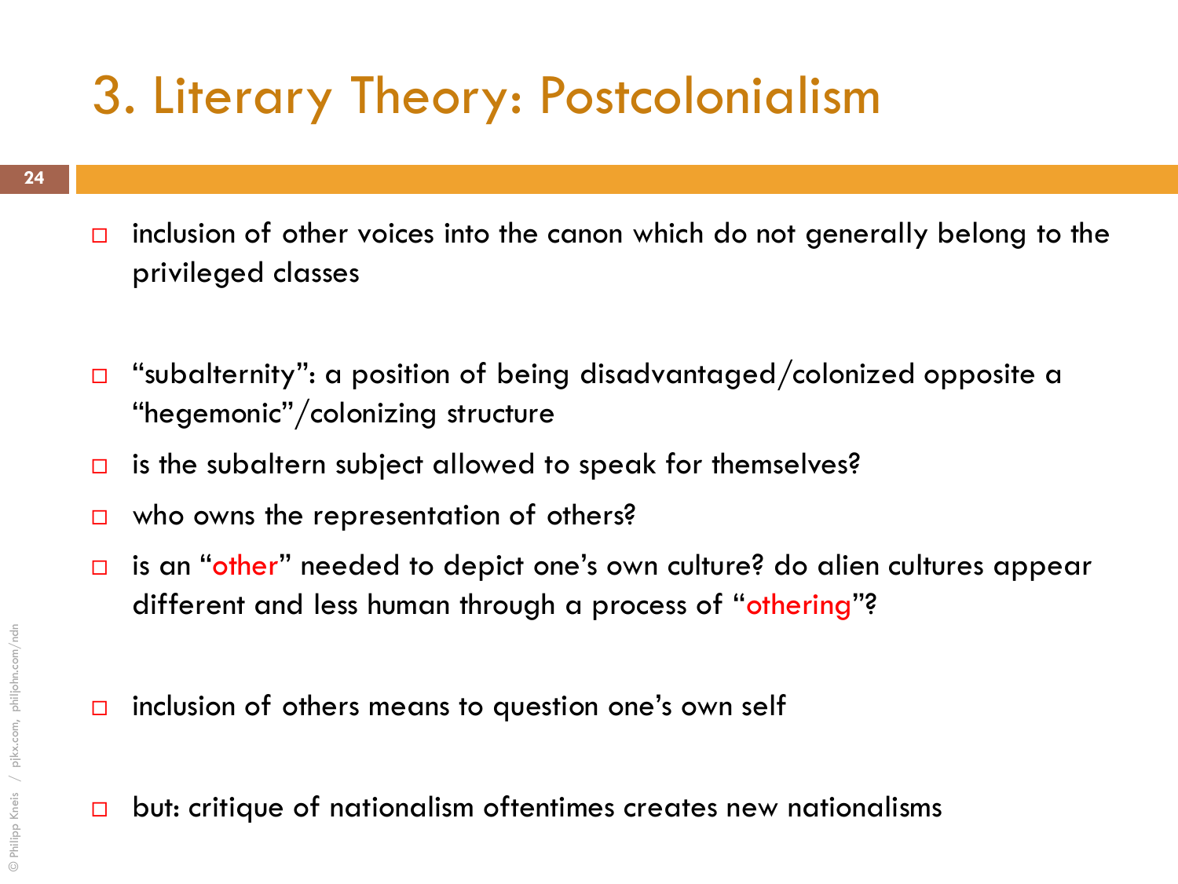# 3. Literary Theory: Postcolonialism

- inclusion of other voices into the canon which do not generally belong to the privileged classes

- "subalternity": a position of being disadvantaged/colonized opposite a "hegemonic"/colonizing structure
- is the subaltern subject allowed to speak for themselves?
- who owns the representation of others?
- is an "other" needed to depict one's own culture? do alien cultures appear different and less human through a process of "othering"?

- inclusion of others means to question one's own self

- but: critique of nationalism oftentimes creates new nationalisms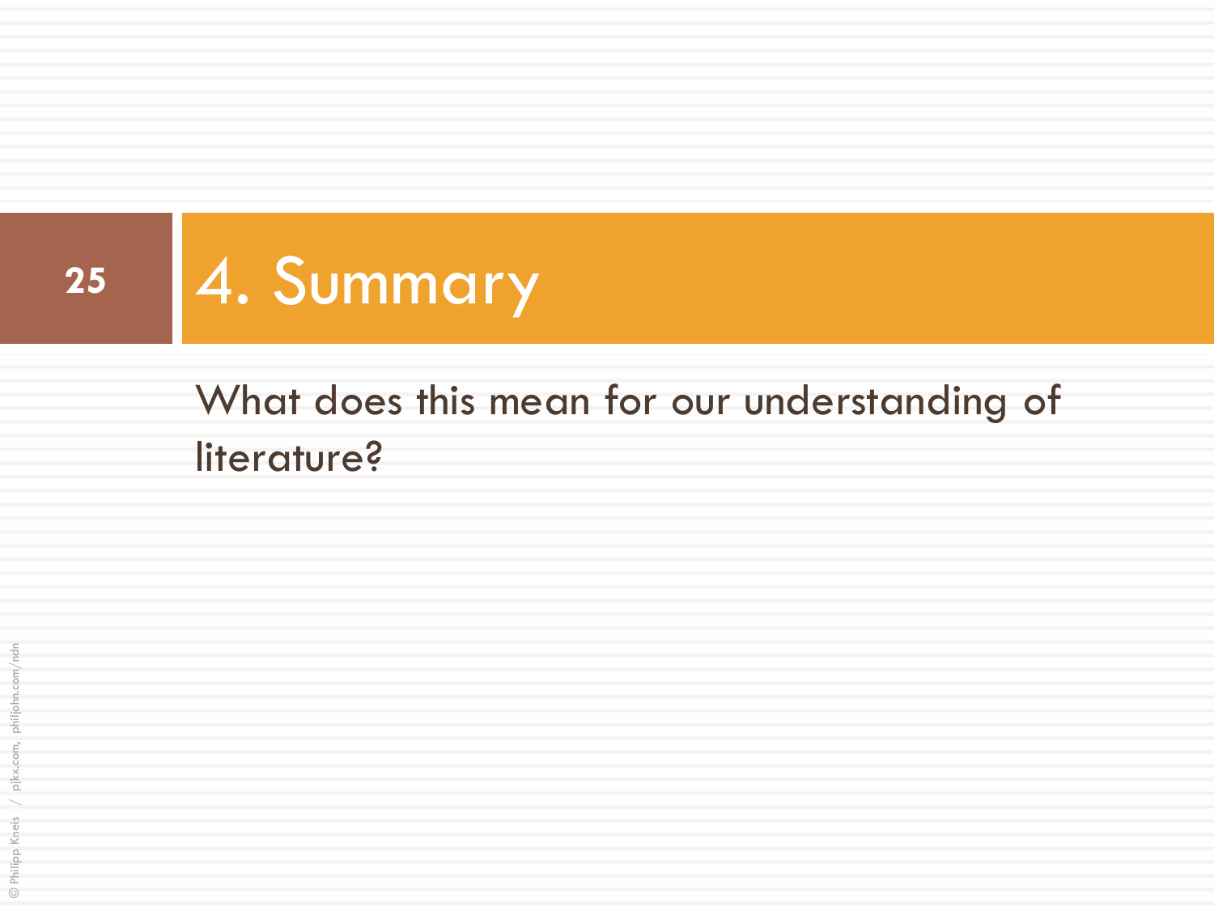# 4. Summary

What does this mean for our understanding of literature?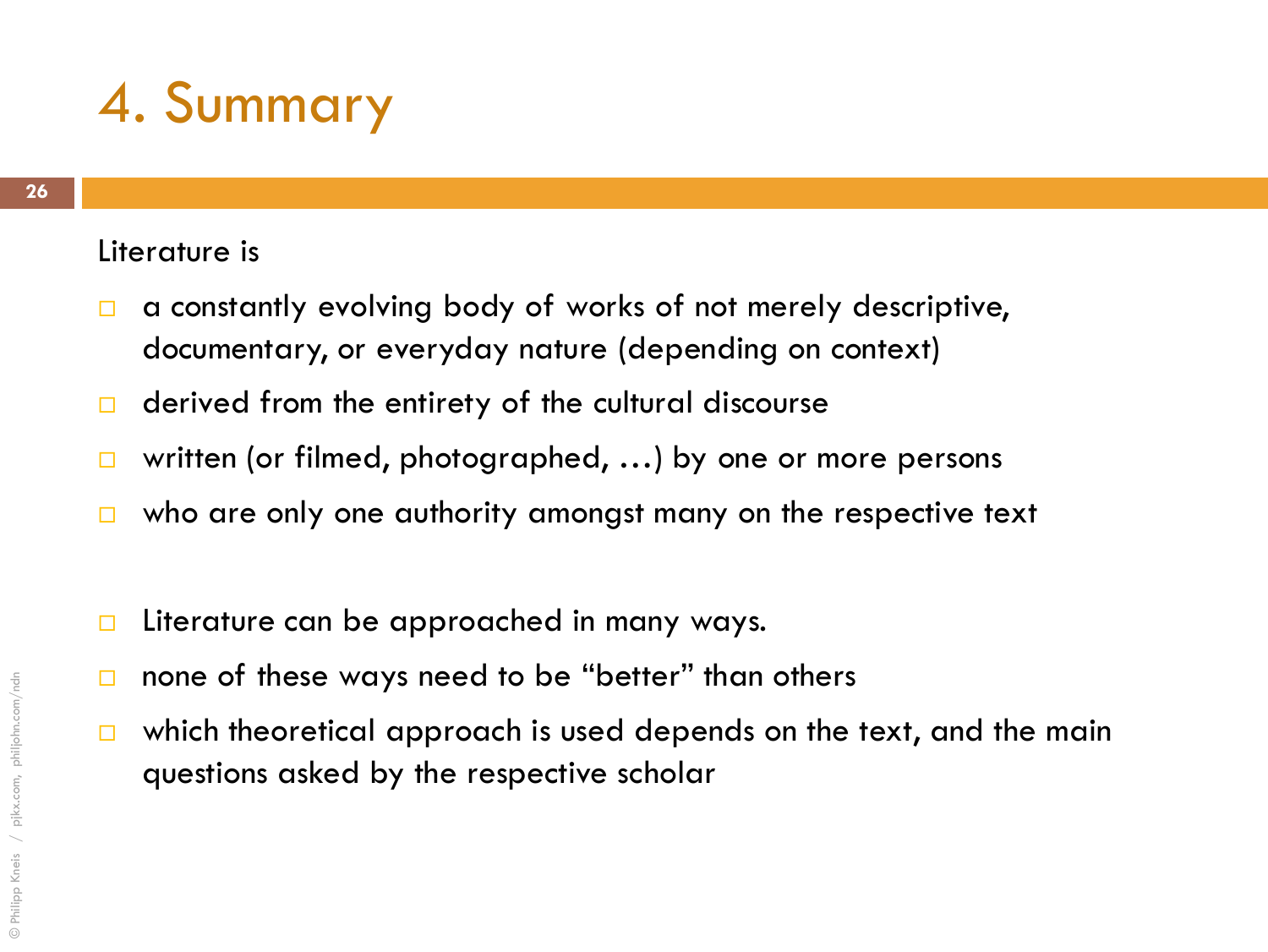# 4. Summary

Literature is

- a constantly evolving body of works of not merely descriptive, documentary, or everyday nature (depending on context)
- derived from the entirety of the cultural discourse
- written (or filmed, photographed, …) by one or more persons
- who are only one authority amongst many on the respective text

- Literature can be approached in many ways.
- none of these ways need to be "better" than others
- which theoretical approach is used depends on the text, and the main questions asked by the respective scholar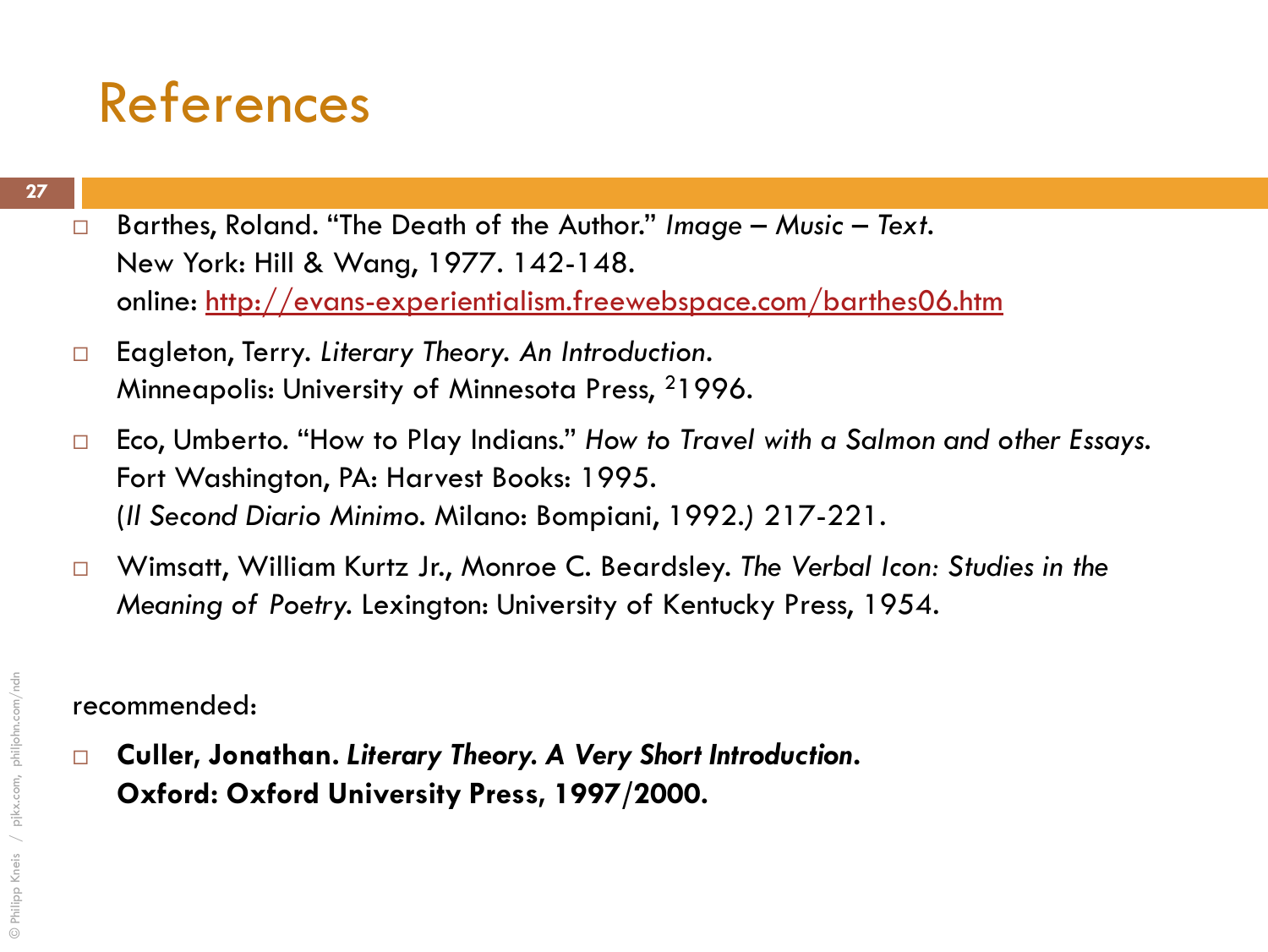# References

- Barthes, Roland. “The Death of the Author.” *Image – Music – Text.* New York: Hill & Wang, 1977. 142-148. online: [http://evans-experientialism.freewebspace.com/barthes06.htm](http://evans-experientialism.freewebspace.com/barthes06.htm)
- Eagleton, Terry. *Literary Theory. An Introduction.* Minneapolis: University of Minnesota Press, [2]1996.
- Eco, Umberto. “How to Play Indians.” *How to Travel with a Salmon and other Essays.* Fort Washington, PA: Harvest Books: 1995. (*Il Second Diario Minimo.* Milano: Bompiani, 1992.) 217-221.
- Wimsatt, William Kurtz Jr., Monroe C. Beardsley. *The Verbal Icon: Studies in the Meaning of Poetry.* Lexington: University of Kentucky Press, 1954.

recommended:

- **Culler, Jonathan. *Literary Theory. A Very Short Introduction.* Oxford: Oxford University Press, 1997/2000.**